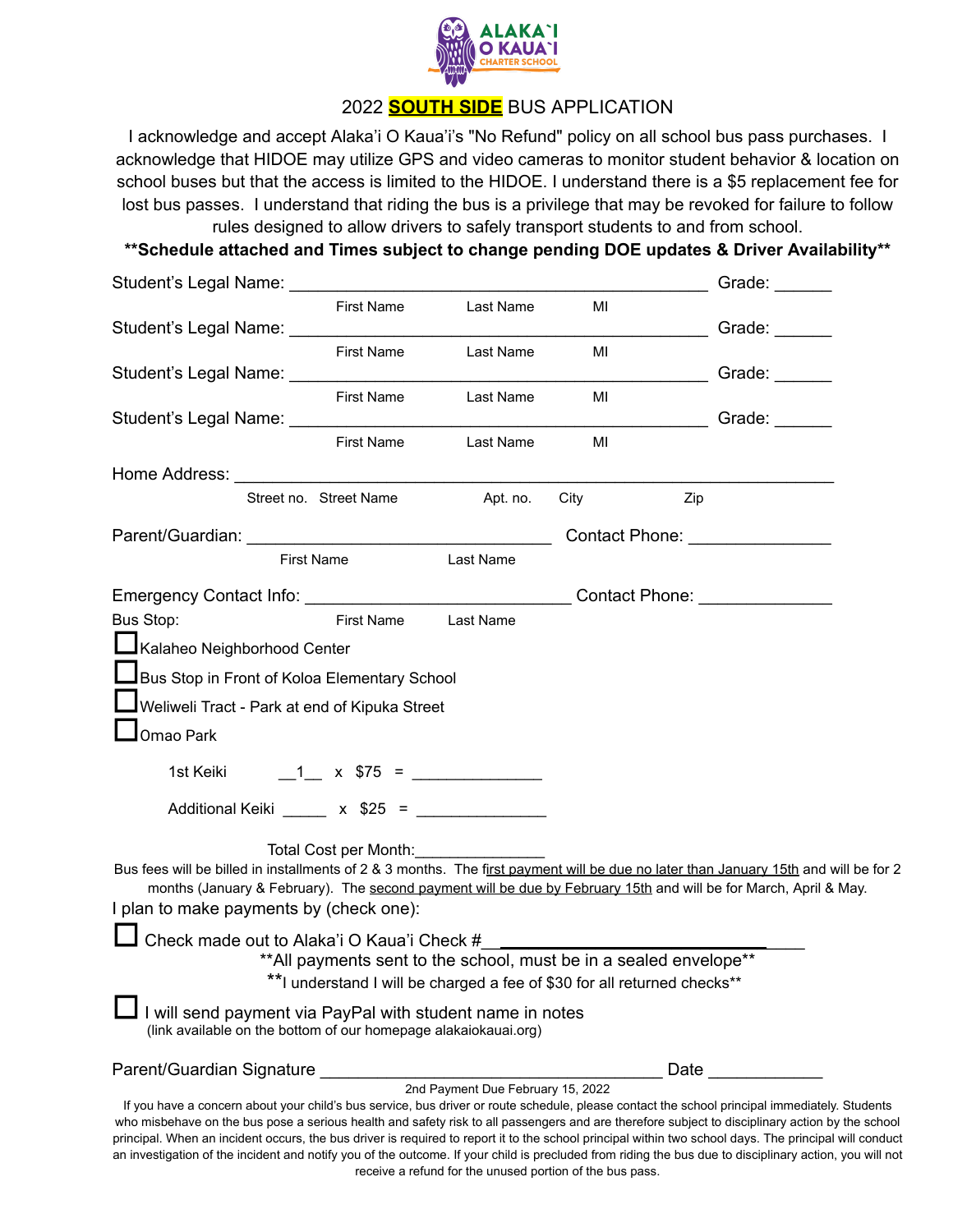ALAKA`I O KAUA`I CHARTER SCHOOL

# 2022 **SOUTH SIDE** BUS APPLICATION

I acknowledge and accept Alaka'i O Kaua'i's "No Refund" policy on all school bus pass purchases. I acknowledge that HIDOE may utilize GPS and video cameras to monitor student behavior & location on school buses but that the access is limited to the HIDOE. I understand there is a $5 replacement fee for lost bus passes. I understand that riding the bus is a privilege that may be revoked for failure to follow rules designed to allow drivers to safely transport students to and from school.

**\*\*Schedule attached and Times subject to change pending DOE updates & Driver Availability\*\***

Student's Legal Name: ______________________________________ Grade: ______
First Name Last Name MI

Student's Legal Name: ______________________________________ Grade: ______
First Name Last Name MI

Student's Legal Name: ______________________________________ Grade: ______
First Name Last Name MI

Student's Legal Name: ______________________________________ Grade: ______
First Name Last Name MI

Home Address: ___________________________________________________________
Street no. Street Name Apt. no. City Zip

Parent/Guardian: ____________________________ Contact Phone: ______________
First Name Last Name

Emergency Contact Info: ________________________ Contact Phone: ______________
First Name Last Name

Bus Stop:

- ☐ Kalaheo Neighborhood Center
- ☐ Bus Stop in Front of Koloa Elementary School
- ☐ Weliweli Tract - Park at end of Kipuka Street
- ☐ Omao Park

1st Keiki __1__ x $75 = ______________

Additional Keiki _____ x $25 = ______________

Total Cost per Month:______________

Bus fees will be billed in installments of 2 & 3 months. The first payment will be due no later than January 15th and will be for 2 months (January & February). The second payment will be due by February 15th and will be for March, April & May.

I plan to make payments by (check one):

☐ Check made out to Alaka'i O Kaua'i Check #________________________________

\*\*All payments sent to the school, must be in a sealed envelope\*\*

\*\*I understand I will be charged a fee of $30 for all returned checks\*\*

☐ I will send payment via PayPal with student name in notes
(link available on the bottom of our homepage alakaiokauai.org)

Parent/Guardian Signature ________________________________ Date ____________

2nd Payment Due February 15, 2022

If you have a concern about your child's bus service, bus driver or route schedule, please contact the school principal immediately. Students who misbehave on the bus pose a serious health and safety risk to all passengers and are therefore subject to disciplinary action by the school principal. When an incident occurs, the bus driver is required to report it to the school principal within two school days. The principal will conduct an investigation of the incident and notify you of the outcome. If your child is precluded from riding the bus due to disciplinary action, you will not receive a refund for the unused portion of the bus pass.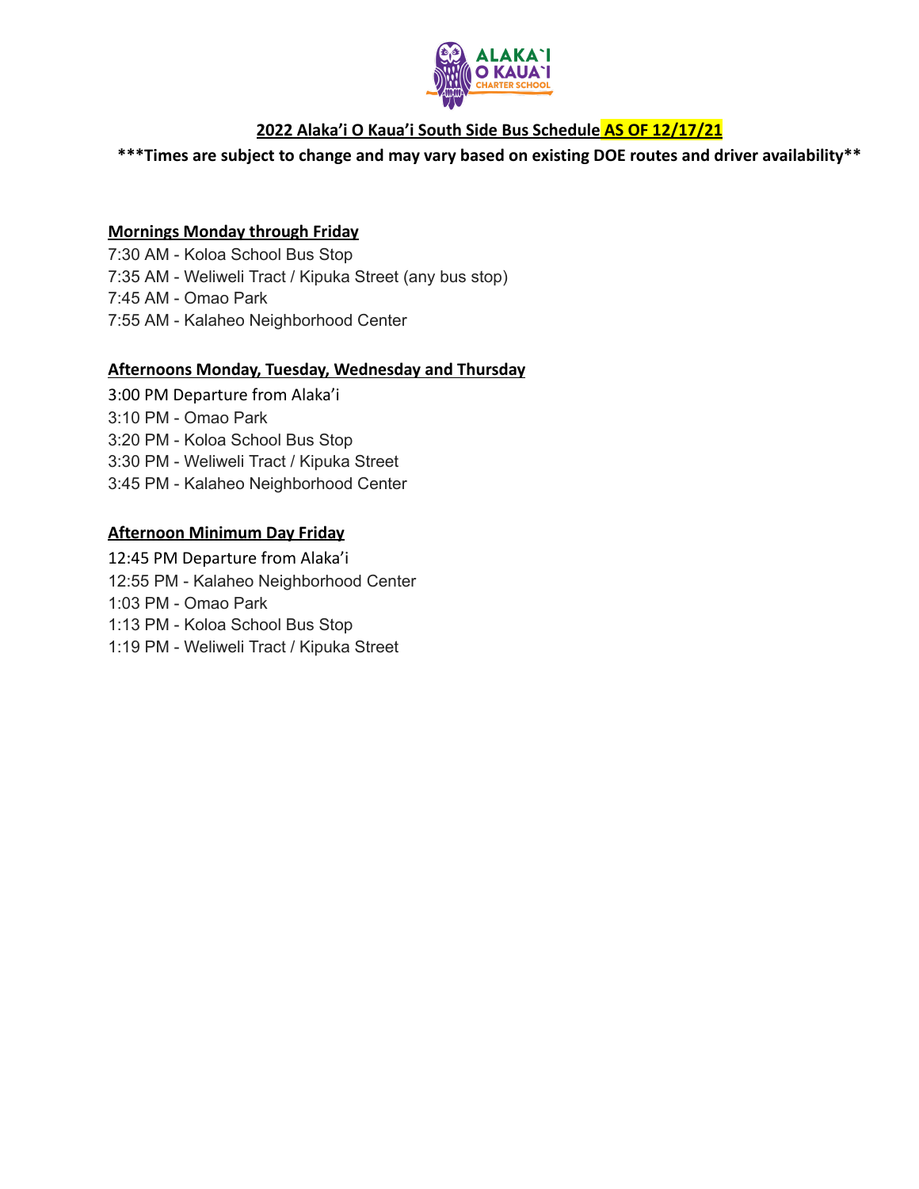## 2022 Alaka'i O Kaua'i South Side Bus Schedule AS OF 12/17/21

**\*\*\*Times are subject to change and may vary based on existing DOE routes and driver availability\*\***

### Mornings Monday through Friday

7:30 AM - Koloa School Bus Stop
7:35 AM - Weliweli Tract / Kipuka Street (any bus stop)
7:45 AM - Omao Park
7:55 AM - Kalaheo Neighborhood Center

### Afternoons Monday, Tuesday, Wednesday and Thursday

3:00 PM Departure from Alaka'i
3:10 PM - Omao Park
3:20 PM - Koloa School Bus Stop
3:30 PM - Weliweli Tract / Kipuka Street
3:45 PM - Kalaheo Neighborhood Center

### Afternoon Minimum Day Friday

12:45 PM Departure from Alaka'i
12:55 PM - Kalaheo Neighborhood Center
1:03 PM - Omao Park
1:13 PM - Koloa School Bus Stop
1:19 PM - Weliweli Tract / Kipuka Street